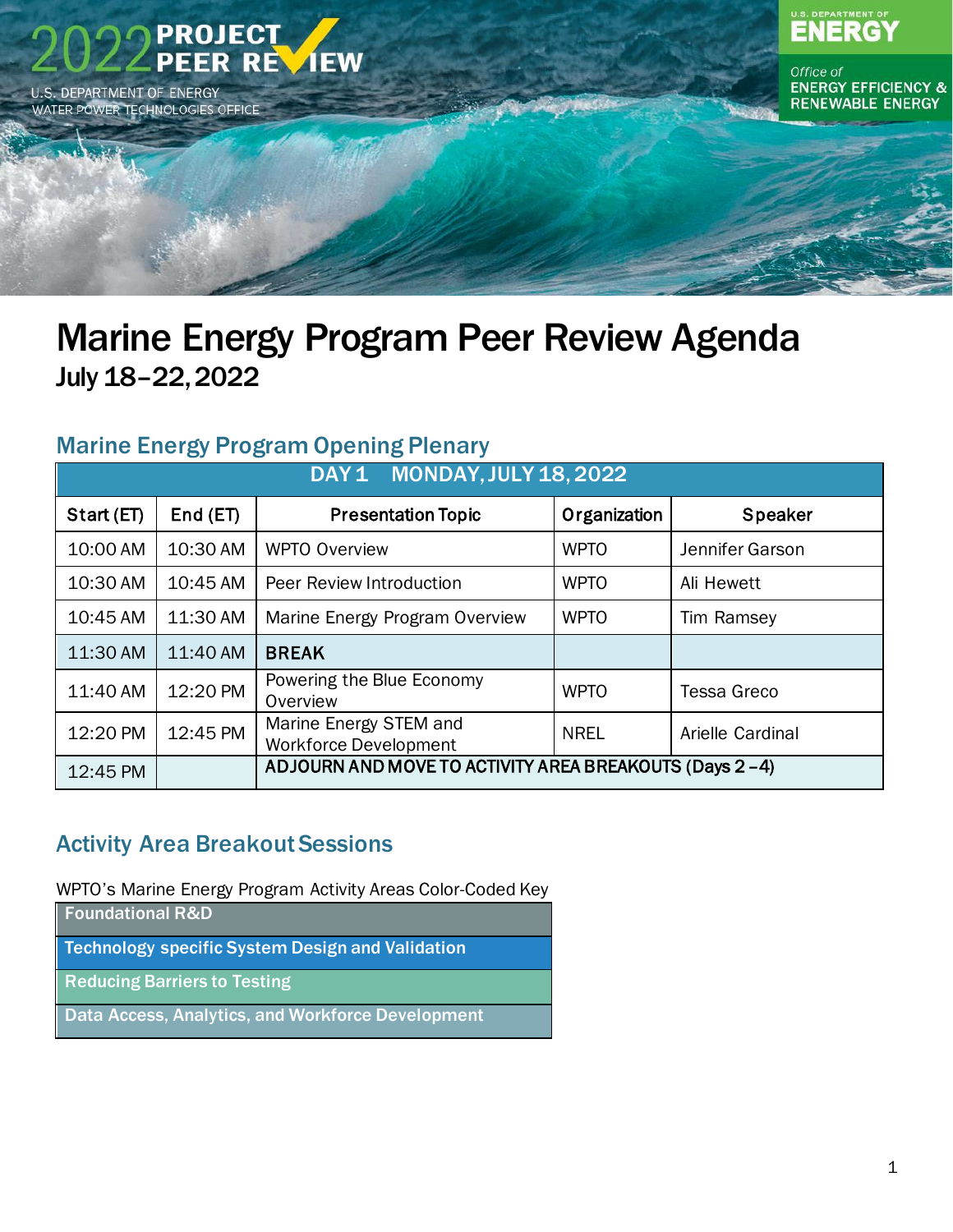2022 PROJECT PEER REVIEW

U.S. DEPARTMENT OF ENERGY
WATER POWER TECHNOLOGIES OFFICE

U.S. DEPARTMENT OF ENERGY

Office of ENERGY EFFICIENCY & RENEWABLE ENERGY

# Marine Energy Program Peer Review Agenda

**July 18–22, 2022**

## Marine Energy Program Opening Plenary

| DAY 1 MONDAY, JULY 18, 2022 | | | | |
|---|---|---|---|---|
| **Start (ET)** | **End (ET)** | **Presentation Topic** | **Organization** | **Speaker** |
| 10:00 AM | 10:30 AM | WPTO Overview | WPTO | Jennifer Garson |
| 10:30 AM | 10:45 AM | Peer Review Introduction | WPTO | Ali Hewett |
| 10:45 AM | 11:30 AM | Marine Energy Program Overview | WPTO | Tim Ramsey |
| 11:30 AM | 11:40 AM | **BREAK** | | |
| 11:40 AM | 12:20 PM | Powering the Blue Economy Overview | WPTO | Tessa Greco |
| 12:20 PM | 12:45 PM | Marine Energy STEM and Workforce Development | NREL | Arielle Cardinal |
| 12:45 PM | | ADJOURN AND MOVE TO ACTIVITY AREA BREAKOUTS (Days 2–4) | | |

## Activity Area Breakout Sessions

WPTO's Marine Energy Program Activity Areas Color-Coded Key

| |
|---|
| **Foundational R&D** |
| **Technology specific System Design and Validation** |
| **Reducing Barriers to Testing** |
| **Data Access, Analytics, and Workforce Development** |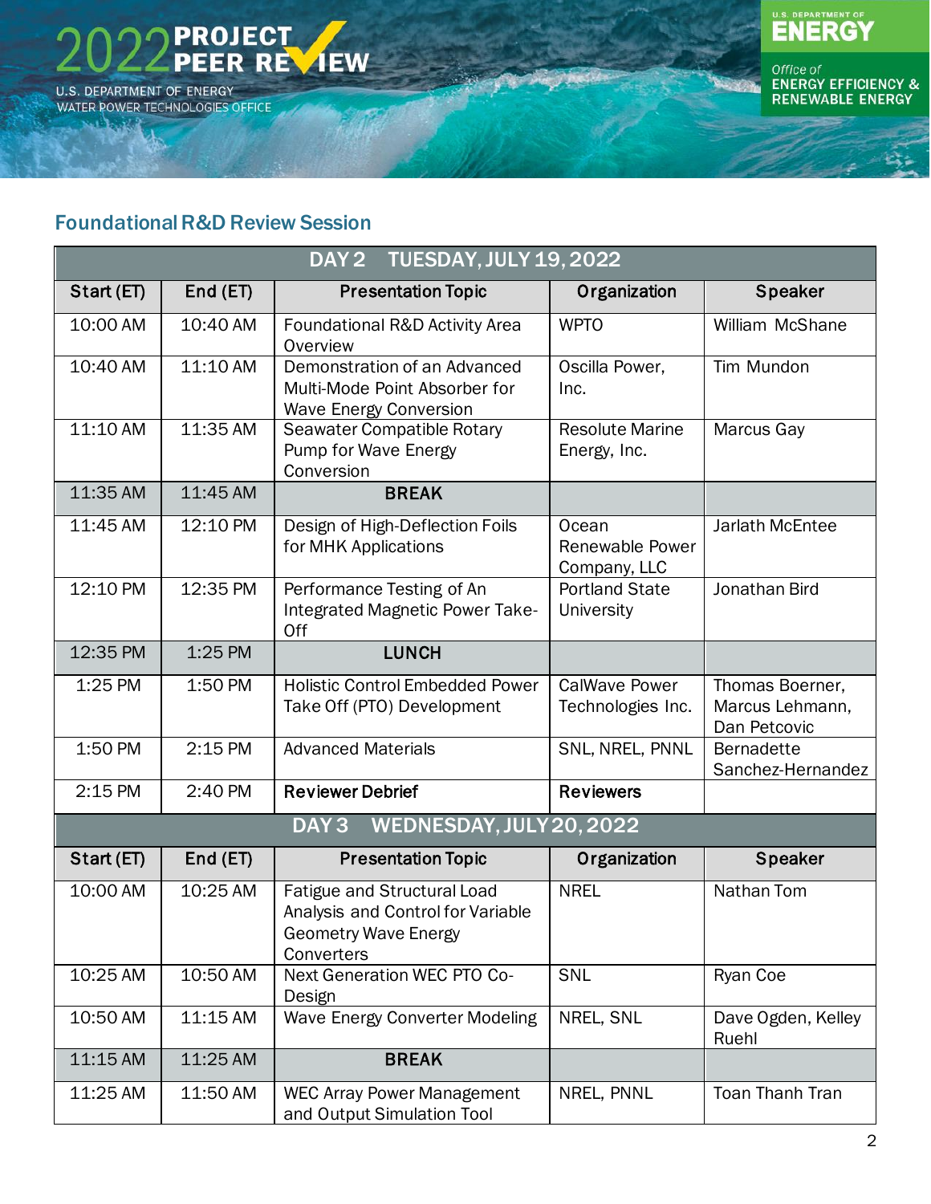## Foundational R&D Review Session

| DAY 2 TUESDAY, JULY 19, 2022 | | | | |
|---|---|---|---|---|
| **Start (ET)** | **End (ET)** | **Presentation Topic** | **Organization** | **Speaker** |
| 10:00 AM | 10:40 AM | Foundational R&D Activity Area Overview | WPTO | William McShane |
| 10:40 AM | 11:10 AM | Demonstration of an Advanced Multi-Mode Point Absorber for Wave Energy Conversion | Oscilla Power, Inc. | Tim Mundon |
| 11:10 AM | 11:35 AM | Seawater Compatible Rotary Pump for Wave Energy Conversion | Resolute Marine Energy, Inc. | Marcus Gay |
| 11:35 AM | 11:45 AM | **BREAK** | | |
| 11:45 AM | 12:10 PM | Design of High-Deflection Foils for MHK Applications | Ocean Renewable Power Company, LLC | Jarlath McEntee |
| 12:10 PM | 12:35 PM | Performance Testing of An Integrated Magnetic Power Take-Off | Portland State University | Jonathan Bird |
| 12:35 PM | 1:25 PM | **LUNCH** | | |
| 1:25 PM | 1:50 PM | Holistic Control Embedded Power Take Off (PTO) Development | CalWave Power Technologies Inc. | Thomas Boerner, Marcus Lehmann, Dan Petcovic |
| 1:50 PM | 2:15 PM | Advanced Materials | SNL, NREL, PNNL | Bernadette Sanchez-Hernandez |
| 2:15 PM | 2:40 PM | **Reviewer Debrief** | **Reviewers** | |

| DAY 3 WEDNESDAY, JULY 20, 2022 | | | | |
|---|---|---|---|---|
| **Start (ET)** | **End (ET)** | **Presentation Topic** | **Organization** | **Speaker** |
| 10:00 AM | 10:25 AM | Fatigue and Structural Load Analysis and Control for Variable Geometry Wave Energy Converters | NREL | Nathan Tom |
| 10:25 AM | 10:50 AM | Next Generation WEC PTO Co-Design | SNL | Ryan Coe |
| 10:50 AM | 11:15 AM | Wave Energy Converter Modeling | NREL, SNL | Dave Ogden, Kelley Ruehl |
| 11:15 AM | 11:25 AM | **BREAK** | | |
| 11:25 AM | 11:50 AM | WEC Array Power Management and Output Simulation Tool | NREL, PNNL | Toan Thanh Tran |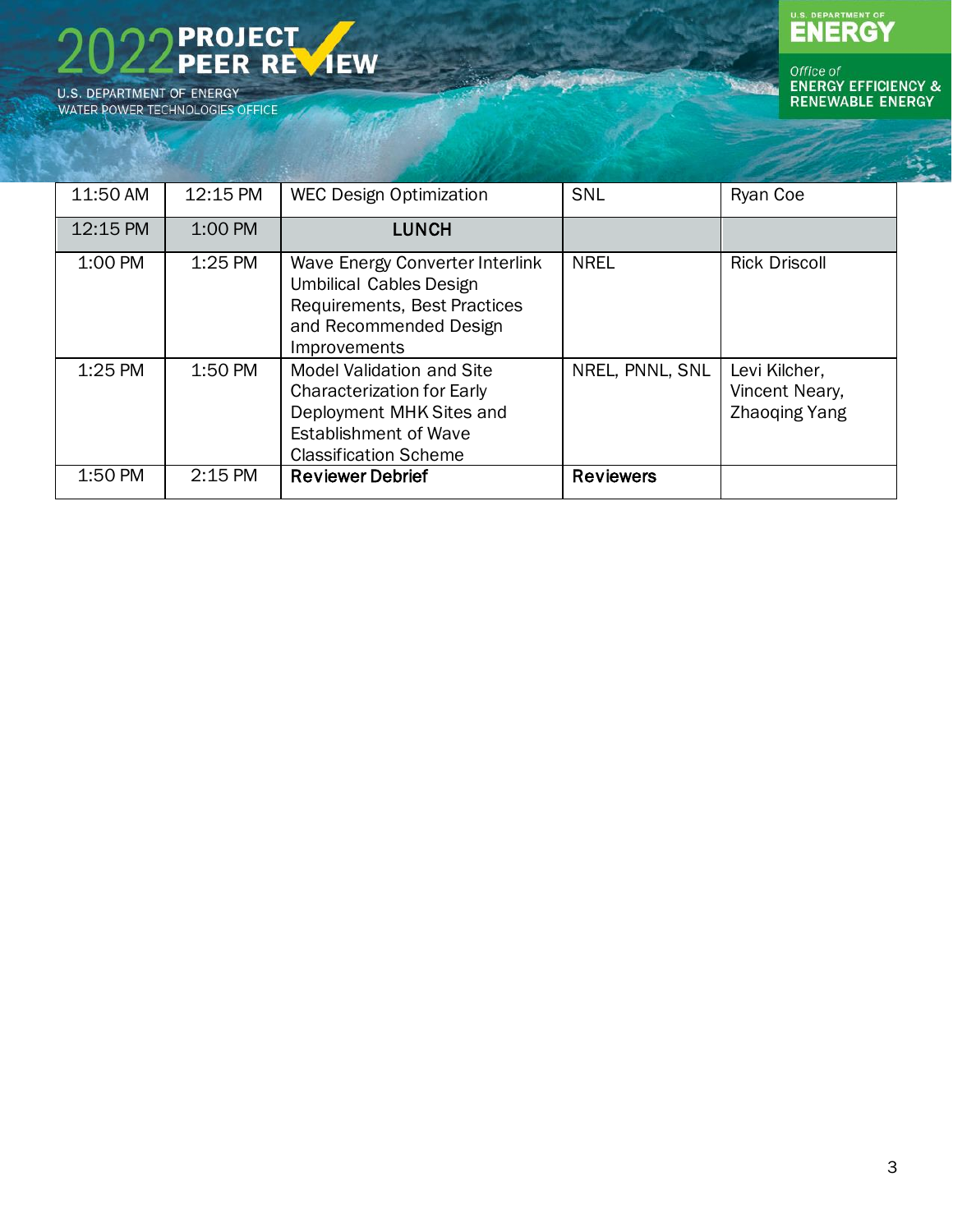| 11:50 AM | 12:15 PM | WEC Design Optimization | SNL | Ryan Coe |
|---|---|---|---|---|
| 12:15 PM | 1:00 PM | **LUNCH** | | |
| 1:00 PM | 1:25 PM | Wave Energy Converter Interlink Umbilical Cables Design Requirements, Best Practices and Recommended Design Improvements | NREL | Rick Driscoll |
| 1:25 PM | 1:50 PM | Model Validation and Site Characterization for Early Deployment MHK Sites and Establishment of Wave Classification Scheme | NREL, PNNL, SNL | Levi Kilcher, Vincent Neary, Zhaoqing Yang |
| 1:50 PM | 2:15 PM | **Reviewer Debrief** | **Reviewers** | |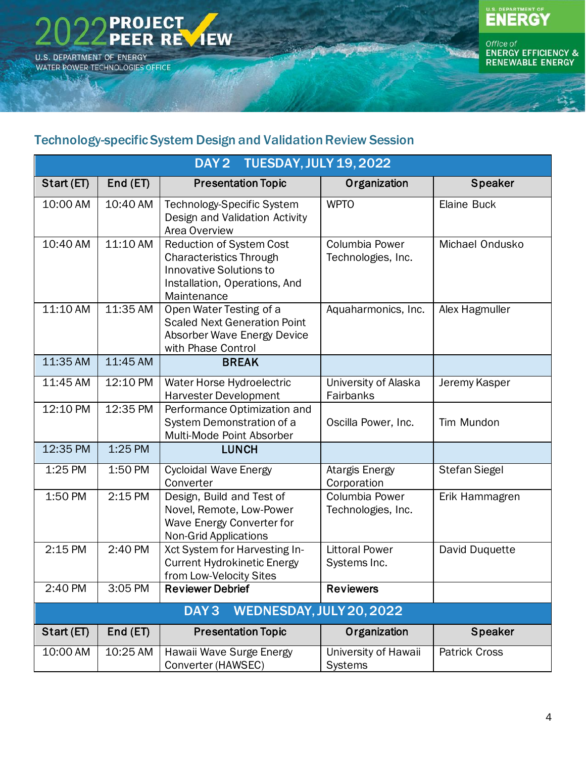## Technology-specific System Design and Validation Review Session

| DAY 2 TUESDAY, JULY 19, 2022 | | | | |
|---|---|---|---|---|
| **Start (ET)** | **End (ET)** | **Presentation Topic** | **Organization** | **Speaker** |
| 10:00 AM | 10:40 AM | Technology-Specific System Design and Validation Activity Area Overview | WPTO | Elaine Buck |
| 10:40 AM | 11:10 AM | Reduction of System Cost Characteristics Through Innovative Solutions to Installation, Operations, And Maintenance | Columbia Power Technologies, Inc. | Michael Ondusko |
| 11:10 AM | 11:35 AM | Open Water Testing of a Scaled Next Generation Point Absorber Wave Energy Device with Phase Control | Aquaharmonics, Inc. | Alex Hagmuller |
| 11:35 AM | 11:45 AM | **BREAK** | | |
| 11:45 AM | 12:10 PM | Water Horse Hydroelectric Harvester Development | University of Alaska Fairbanks | Jeremy Kasper |
| 12:10 PM | 12:35 PM | Performance Optimization and System Demonstration of a Multi-Mode Point Absorber | Oscilla Power, Inc. | Tim Mundon |
| 12:35 PM | 1:25 PM | **LUNCH** | | |
| 1:25 PM | 1:50 PM | Cycloidal Wave Energy Converter | Atargis Energy Corporation | Stefan Siegel |
| 1:50 PM | 2:15 PM | Design, Build and Test of Novel, Remote, Low-Power Wave Energy Converter for Non-Grid Applications | Columbia Power Technologies, Inc. | Erik Hammagren |
| 2:15 PM | 2:40 PM | Xct System for Harvesting In-Current Hydrokinetic Energy from Low-Velocity Sites | Littoral Power Systems Inc. | David Duquette |
| 2:40 PM | 3:05 PM | **Reviewer Debrief** | **Reviewers** | |
| **DAY 3 WEDNESDAY, JULY 20, 2022** | | | | |
| **Start (ET)** | **End (ET)** | **Presentation Topic** | **Organization** | **Speaker** |
| 10:00 AM | 10:25 AM | Hawaii Wave Surge Energy Converter (HAWSEC) | University of Hawaii Systems | Patrick Cross |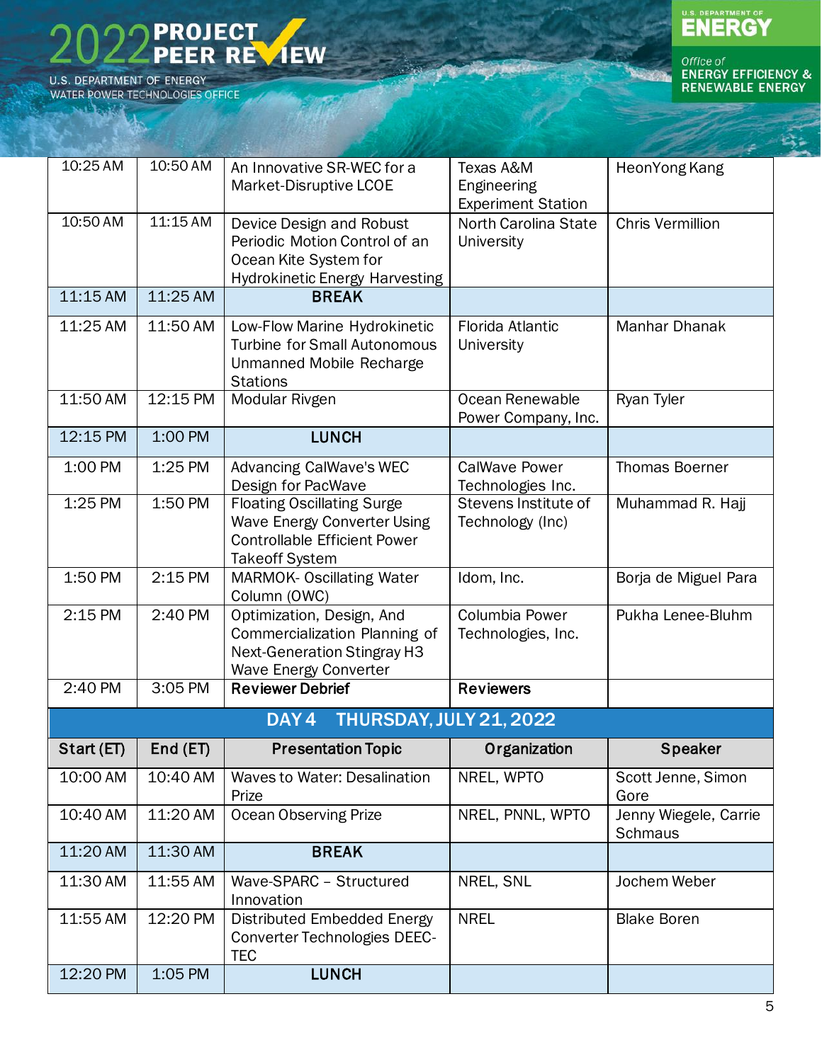| | | | | |
|---|---|---|---|---|
| 10:25 AM | 10:50 AM | An Innovative SR-WEC for a Market-Disruptive LCOE | Texas A&M Engineering Experiment Station | HeonYong Kang |
| 10:50 AM | 11:15 AM | Device Design and Robust Periodic Motion Control of an Ocean Kite System for Hydrokinetic Energy Harvesting | North Carolina State University | Chris Vermillion |
| 11:15 AM | 11:25 AM | **BREAK** | | |
| 11:25 AM | 11:50 AM | Low-Flow Marine Hydrokinetic Turbine for Small Autonomous Unmanned Mobile Recharge Stations | Florida Atlantic University | Manhar Dhanak |
| 11:50 AM | 12:15 PM | Modular Rivgen | Ocean Renewable Power Company, Inc. | Ryan Tyler |
| 12:15 PM | 1:00 PM | **LUNCH** | | |
| 1:00 PM | 1:25 PM | Advancing CalWave's WEC Design for PacWave | CalWave Power Technologies Inc. | Thomas Boerner |
| 1:25 PM | 1:50 PM | Floating Oscillating Surge Wave Energy Converter Using Controllable Efficient Power Takeoff System | Stevens Institute of Technology (Inc) | Muhammad R. Hajj |
| 1:50 PM | 2:15 PM | MARMOK- Oscillating Water Column (OWC) | Idom, Inc. | Borja de Miguel Para |
| 2:15 PM | 2:40 PM | Optimization, Design, And Commercialization Planning of Next-Generation Stingray H3 Wave Energy Converter | Columbia Power Technologies, Inc. | Pukha Lenee-Bluhm |
| 2:40 PM | 3:05 PM | **Reviewer Debrief** | **Reviewers** | |

**DAY 4 THURSDAY, JULY 21, 2022**

| Start (ET) | End (ET) | Presentation Topic | Organization | Speaker |
|---|---|---|---|---|
| 10:00 AM | 10:40 AM | Waves to Water: Desalination Prize | NREL, WPTO | Scott Jenne, Simon Gore |
| 10:40 AM | 11:20 AM | Ocean Observing Prize | NREL, PNNL, WPTO | Jenny Wiegele, Carrie Schmaus |
| 11:20 AM | 11:30 AM | **BREAK** | | |
| 11:30 AM | 11:55 AM | Wave-SPARC – Structured Innovation | NREL, SNL | Jochem Weber |
| 11:55 AM | 12:20 PM | Distributed Embedded Energy Converter Technologies DEEC-TEC | NREL | Blake Boren |
| 12:20 PM | 1:05 PM | **LUNCH** | | |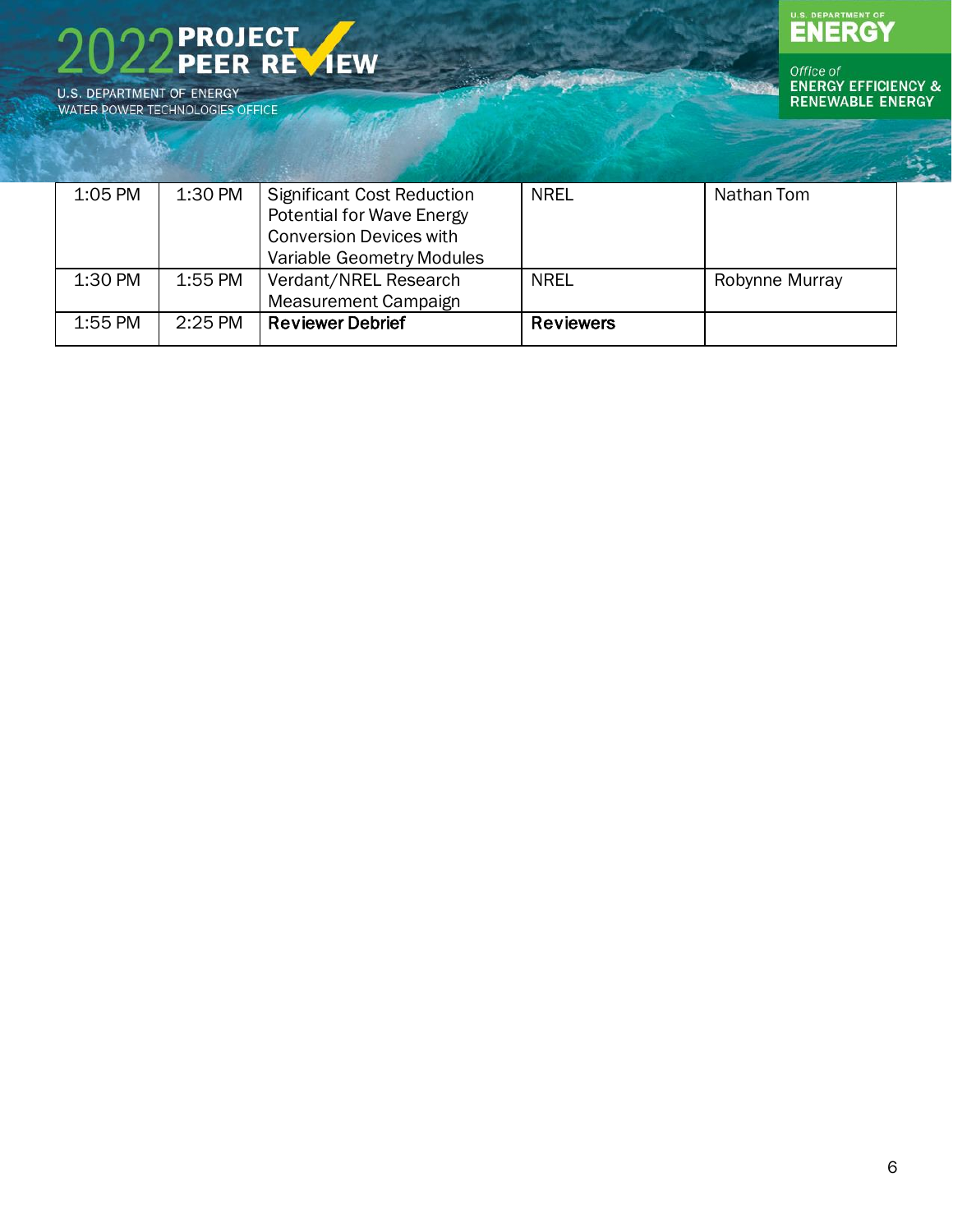| | | | | |
|---|---|---|---|---|
| 1:05 PM | 1:30 PM | Significant Cost Reduction Potential for Wave Energy Conversion Devices with Variable Geometry Modules | NREL | Nathan Tom |
| 1:30 PM | 1:55 PM | Verdant/NREL Research Measurement Campaign | NREL | Robynne Murray |
| 1:55 PM | 2:25 PM | **Reviewer Debrief** | **Reviewers** | |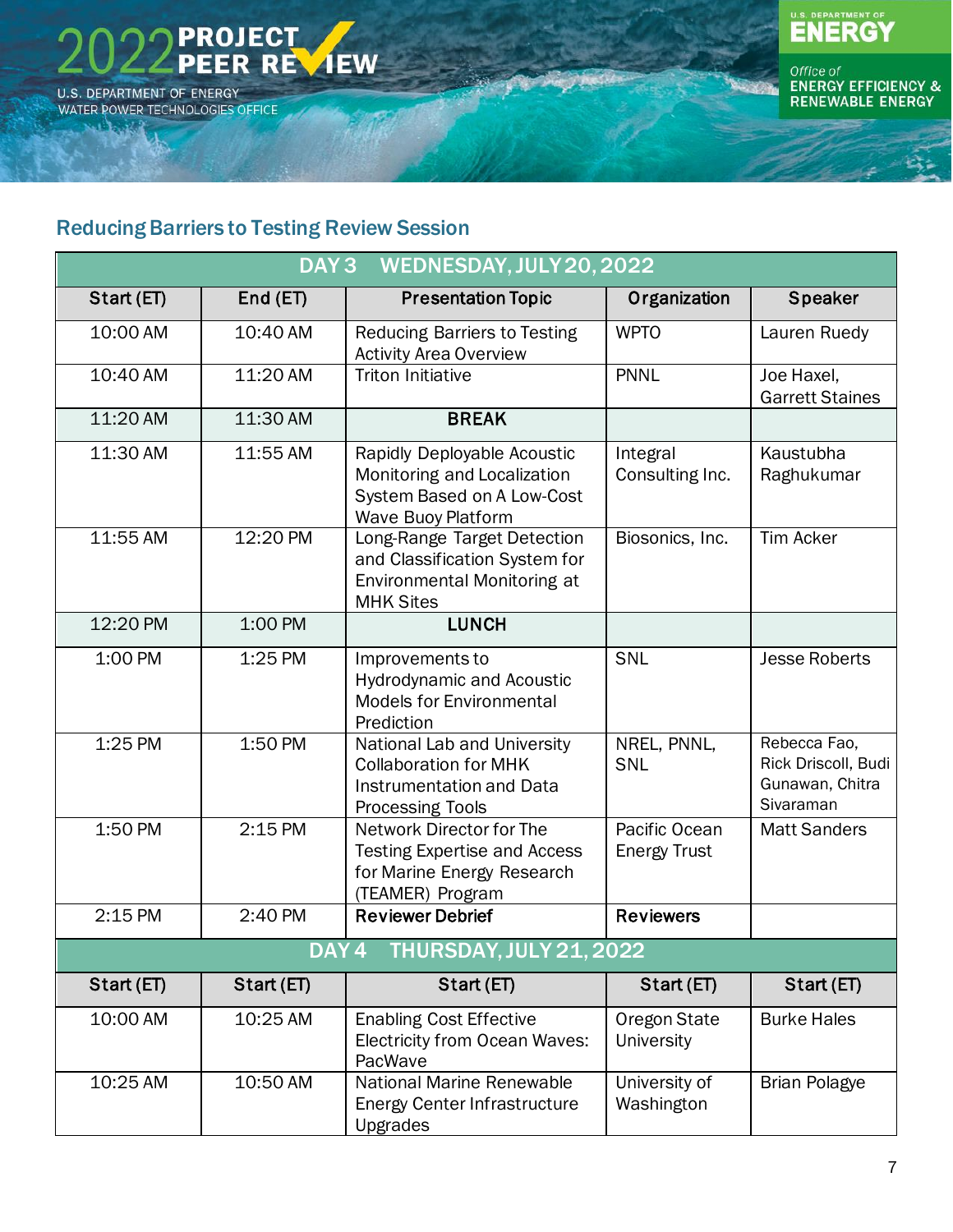## Reducing Barriers to Testing Review Session

| Start (ET) | End (ET) | Presentation Topic | Organization | Speaker |
|---|---|---|---|---|
| **DAY 3 WEDNESDAY, JULY 20, 2022** | | | | |
| 10:00 AM | 10:40 AM | Reducing Barriers to Testing Activity Area Overview | WPTO | Lauren Ruedy |
| 10:40 AM | 11:20 AM | Triton Initiative | PNNL | Joe Haxel, Garrett Staines |
| 11:20 AM | 11:30 AM | **BREAK** | | |
| 11:30 AM | 11:55 AM | Rapidly Deployable Acoustic Monitoring and Localization System Based on A Low-Cost Wave Buoy Platform | Integral Consulting Inc. | Kaustubha Raghukumar |
| 11:55 AM | 12:20 PM | Long-Range Target Detection and Classification System for Environmental Monitoring at MHK Sites | Biosonics, Inc. | Tim Acker |
| 12:20 PM | 1:00 PM | **LUNCH** | | |
| 1:00 PM | 1:25 PM | Improvements to Hydrodynamic and Acoustic Models for Environmental Prediction | SNL | Jesse Roberts |
| 1:25 PM | 1:50 PM | National Lab and University Collaboration for MHK Instrumentation and Data Processing Tools | NREL, PNNL, SNL | Rebecca Fao, Rick Driscoll, Budi Gunawan, Chitra Sivaraman |
| 1:50 PM | 2:15 PM | Network Director for The Testing Expertise and Access for Marine Energy Research (TEAMER) Program | Pacific Ocean Energy Trust | Matt Sanders |
| 2:15 PM | 2:40 PM | **Reviewer Debrief** | **Reviewers** | |
| **DAY 4 THURSDAY, JULY 21, 2022** | | | | |
| **Start (ET)** | **Start (ET)** | **Start (ET)** | **Start (ET)** | **Start (ET)** |
| 10:00 AM | 10:25 AM | Enabling Cost Effective Electricity from Ocean Waves: PacWave | Oregon State University | Burke Hales |
| 10:25 AM | 10:50 AM | National Marine Renewable Energy Center Infrastructure Upgrades | University of Washington | Brian Polagye |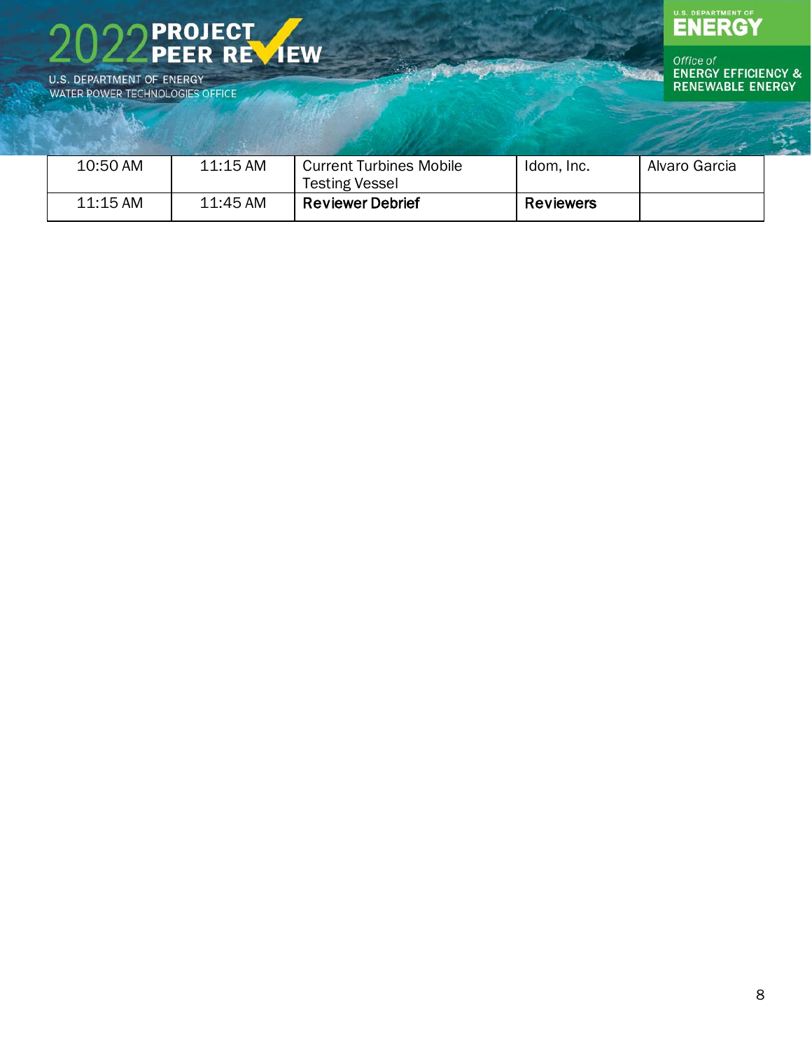| | | | | |
|---|---|---|---|---|
| 10:50 AM | 11:15 AM | Current Turbines Mobile Testing Vessel | Idom, Inc. | Alvaro Garcia |
| 11:15 AM | 11:45 AM | **Reviewer Debrief** | **Reviewers** | |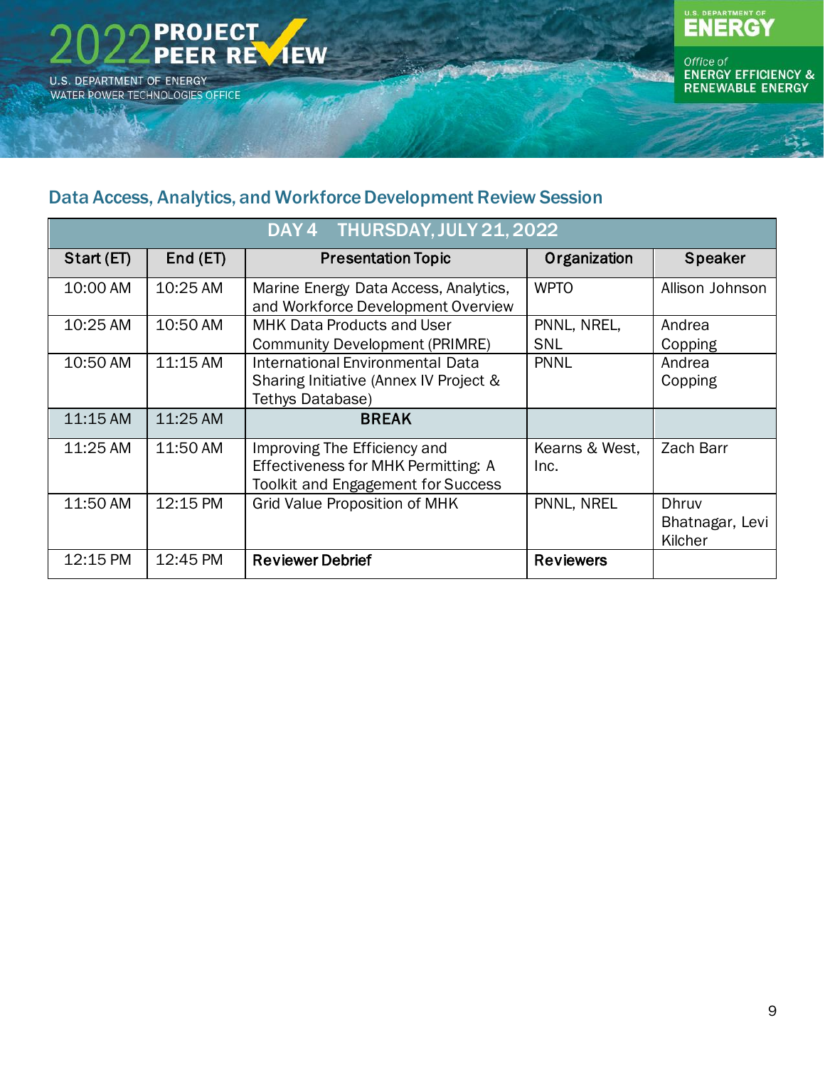## Data Access, Analytics, and Workforce Development Review Session

| DAY 4 THURSDAY, JULY 21, 2022 | | | | |
|---|---|---|---|---|
| **Start (ET)** | **End (ET)** | **Presentation Topic** | **Organization** | **Speaker** |
| 10:00 AM | 10:25 AM | Marine Energy Data Access, Analytics, and Workforce Development Overview | WPTO | Allison Johnson |
| 10:25 AM | 10:50 AM | MHK Data Products and User Community Development (PRIMRE) | PNNL, NREL, SNL | Andrea Copping |
| 10:50 AM | 11:15 AM | International Environmental Data Sharing Initiative (Annex IV Project & Tethys Database) | PNNL | Andrea Copping |
| 11:15 AM | 11:25 AM | **BREAK** | | |
| 11:25 AM | 11:50 AM | Improving The Efficiency and Effectiveness for MHK Permitting: A Toolkit and Engagement for Success | Kearns & West, Inc. | Zach Barr |
| 11:50 AM | 12:15 PM | Grid Value Proposition of MHK | PNNL, NREL | Dhruv Bhatnagar, Levi Kilcher |
| 12:15 PM | 12:45 PM | **Reviewer Debrief** | **Reviewers** | |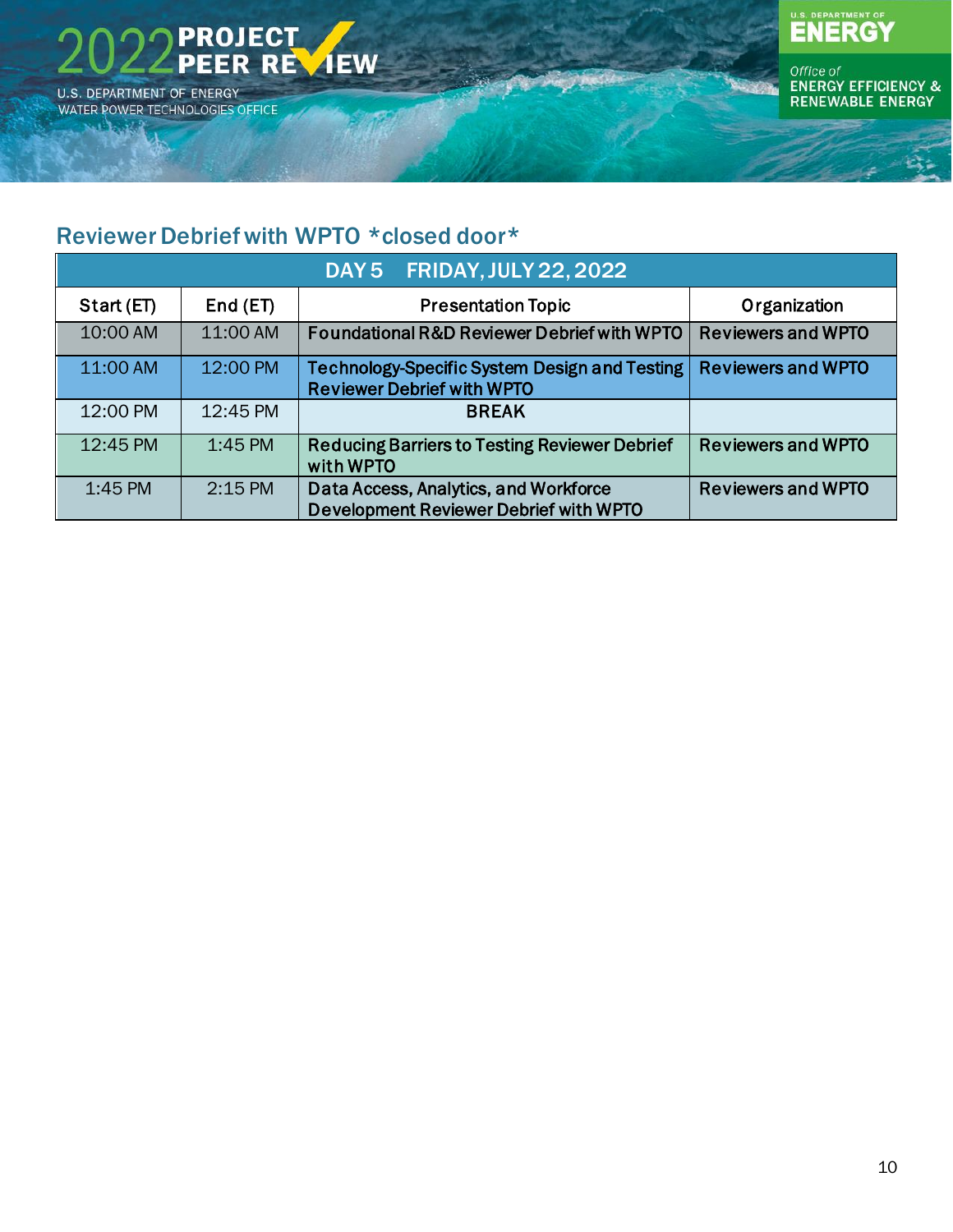## Reviewer Debrief with WPTO *closed door*

| DAY 5 FRIDAY, JULY 22, 2022 | | | |
|---|---|---|---|
| Start (ET) | End (ET) | Presentation Topic | Organization |
| 10:00 AM | 11:00 AM | Foundational R&D Reviewer Debrief with WPTO | Reviewers and WPTO |
| 11:00 AM | 12:00 PM | Technology-Specific System Design and Testing Reviewer Debrief with WPTO | Reviewers and WPTO |
| 12:00 PM | 12:45 PM | BREAK | |
| 12:45 PM | 1:45 PM | Reducing Barriers to Testing Reviewer Debrief with WPTO | Reviewers and WPTO |
| 1:45 PM | 2:15 PM | Data Access, Analytics, and Workforce Development Reviewer Debrief with WPTO | Reviewers and WPTO |